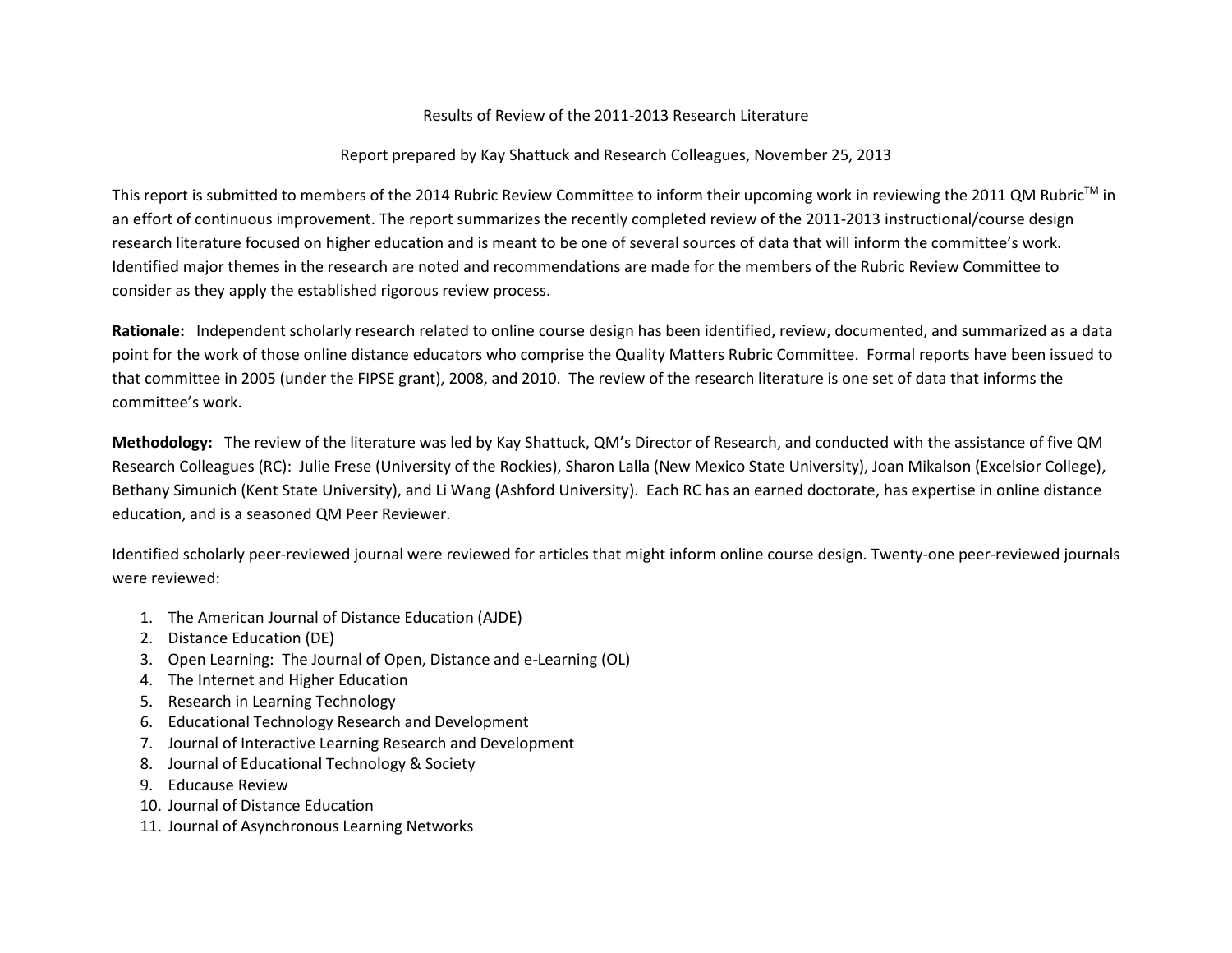Results of Review of the 2011-2013 Research Literature

Report prepared by Kay Shattuck and Research Colleagues, November 25, 2013

This report is submitted to members of the 2014 Rubric Review Committee to inform their upcoming work in reviewing the 2011 QM Rubric™ in an effort of continuous improvement. The report summarizes the recently completed review of the 2011-2013 instructional/course design research literature focused on higher education and is meant to be one of several sources of data that will inform the committee's work. Identified major themes in the research are noted and recommendations are made for the members of the Rubric Review Committee to consider as they apply the established rigorous review process.

**Rationale:** Independent scholarly research related to online course design has been identified, review, documented, and summarized as a data point for the work of those online distance educators who comprise the Quality Matters Rubric Committee. Formal reports have been issued to that committee in 2005 (under the FIPSE grant), 2008, and 2010. The review of the research literature is one set of data that informs the committee's work.

**Methodology:** The review of the literature was led by Kay Shattuck, QM's Director of Research, and conducted with the assistance of five QM Research Colleagues (RC): Julie Frese (University of the Rockies), Sharon Lalla (New Mexico State University), Joan Mikalson (Excelsior College), Bethany Simunich (Kent State University), and Li Wang (Ashford University). Each RC has an earned doctorate, has expertise in online distance education, and is a seasoned QM Peer Reviewer.

Identified scholarly peer-reviewed journal were reviewed for articles that might inform online course design. Twenty-one peer-reviewed journals were reviewed:

1. The American Journal of Distance Education (AJDE)
2. Distance Education (DE)
3. Open Learning: The Journal of Open, Distance and e-Learning (OL)
4. The Internet and Higher Education
5. Research in Learning Technology
6. Educational Technology Research and Development
7. Journal of Interactive Learning Research and Development
8. Journal of Educational Technology & Society
9. Educause Review
10. Journal of Distance Education
11. Journal of Asynchronous Learning Networks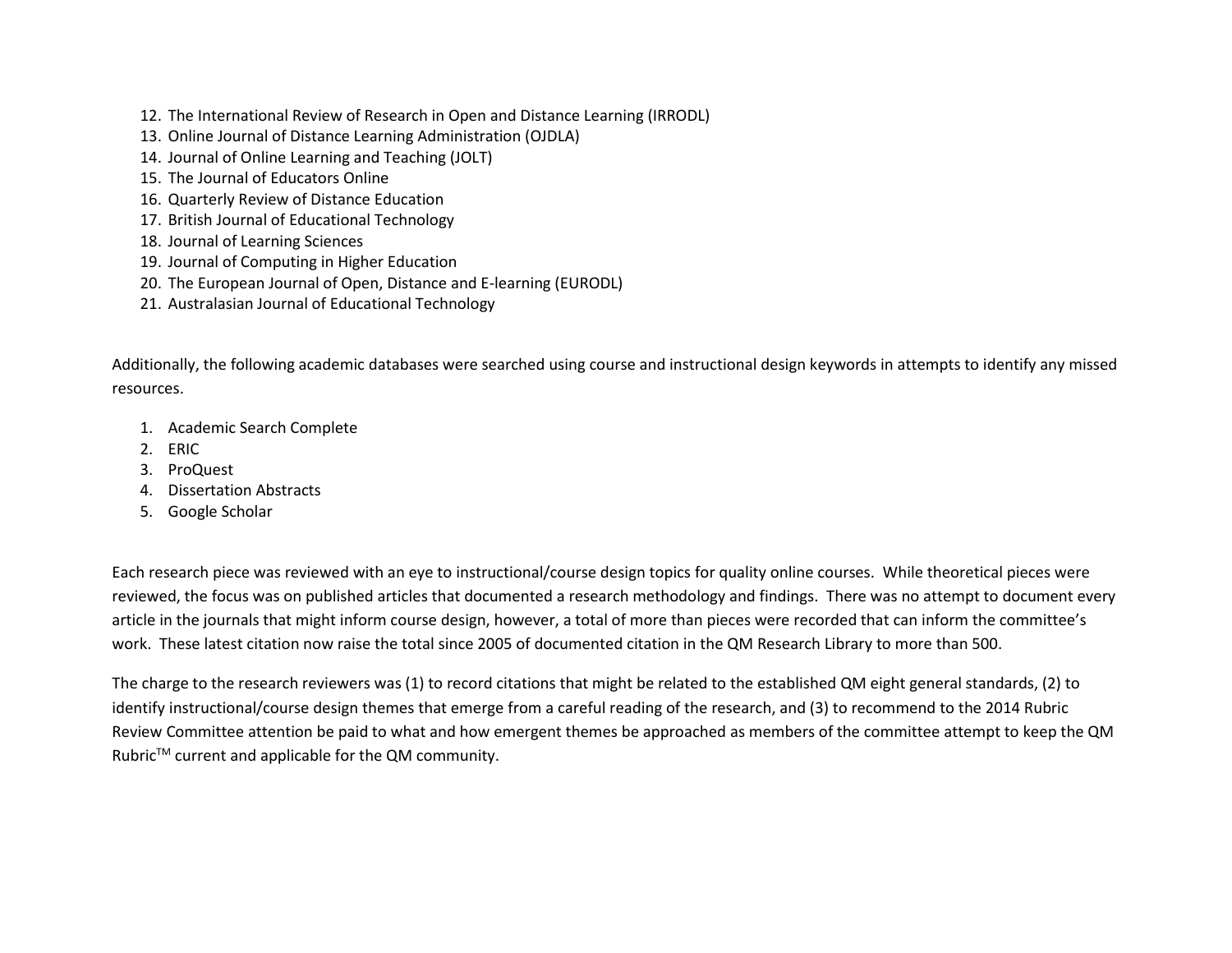12. The International Review of Research in Open and Distance Learning (IRRODL)
13. Online Journal of Distance Learning Administration (OJDLA)
14. Journal of Online Learning and Teaching (JOLT)
15. The Journal of Educators Online
16. Quarterly Review of Distance Education
17. British Journal of Educational Technology
18. Journal of Learning Sciences
19. Journal of Computing in Higher Education
20. The European Journal of Open, Distance and E-learning (EURODL)
21. Australasian Journal of Educational Technology

Additionally, the following academic databases were searched using course and instructional design keywords in attempts to identify any missed resources.

1. Academic Search Complete
2. ERIC
3. ProQuest
4. Dissertation Abstracts
5. Google Scholar

Each research piece was reviewed with an eye to instructional/course design topics for quality online courses. While theoretical pieces were reviewed, the focus was on published articles that documented a research methodology and findings. There was no attempt to document every article in the journals that might inform course design, however, a total of more than pieces were recorded that can inform the committee's work. These latest citation now raise the total since 2005 of documented citation in the QM Research Library to more than 500.

The charge to the research reviewers was (1) to record citations that might be related to the established QM eight general standards, (2) to identify instructional/course design themes that emerge from a careful reading of the research, and (3) to recommend to the 2014 Rubric Review Committee attention be paid to what and how emergent themes be approached as members of the committee attempt to keep the QM Rubric™ current and applicable for the QM community.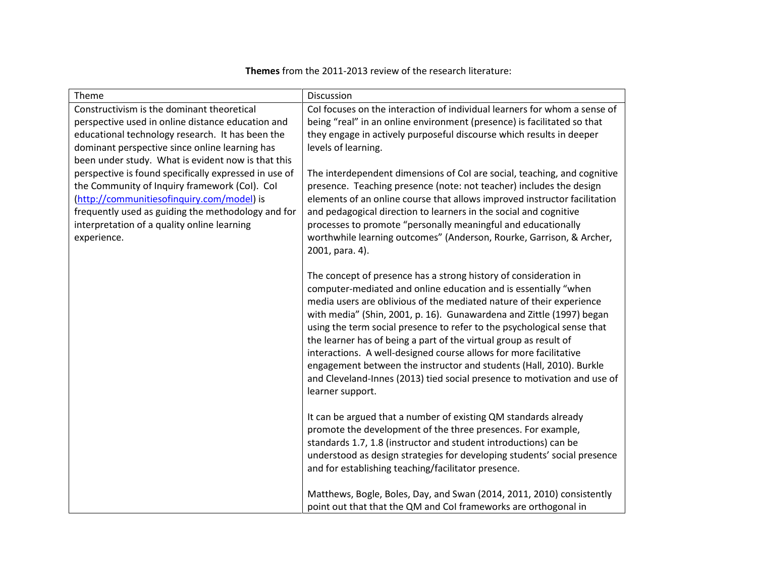**Themes** from the 2011-2013 review of the research literature:

| Theme | Discussion |
|---|---|
| Constructivism is the dominant theoretical perspective used in online distance education and educational technology research. It has been the dominant perspective since online learning has been under study. What is evident now is that this perspective is found specifically expressed in use of the Community of Inquiry framework (CoI). CoI ([http://communitiesofinquiry.com/model](http://communitiesofinquiry.com/model)) is frequently used as guiding the methodology and for interpretation of a quality online learning experience. | CoI focuses on the interaction of individual learners for whom a sense of being "real" in an online environment (presence) is facilitated so that they engage in actively purposeful discourse which results in deeper levels of learning.<br><br>The interdependent dimensions of CoI are social, teaching, and cognitive presence. Teaching presence (note: not teacher) includes the design elements of an online course that allows improved instructor facilitation and pedagogical direction to learners in the social and cognitive processes to promote "personally meaningful and educationally worthwhile learning outcomes" (Anderson, Rourke, Garrison, & Archer, 2001, para. 4).<br><br>The concept of presence has a strong history of consideration in computer-mediated and online education and is essentially "when media users are oblivious of the mediated nature of their experience with media" (Shin, 2001, p. 16). Gunawardena and Zittle (1997) began using the term social presence to refer to the psychological sense that the learner has of being a part of the virtual group as result of interactions. A well-designed course allows for more facilitative engagement between the instructor and students (Hall, 2010). Burkle and Cleveland-Innes (2013) tied social presence to motivation and use of learner support.<br><br>It can be argued that a number of existing QM standards already promote the development of the three presences. For example, standards 1.7, 1.8 (instructor and student introductions) can be understood as design strategies for developing students' social presence and for establishing teaching/facilitator presence.<br><br>Matthews, Bogle, Boles, Day, and Swan (2014, 2011, 2010) consistently point out that that the QM and CoI frameworks are orthogonal in |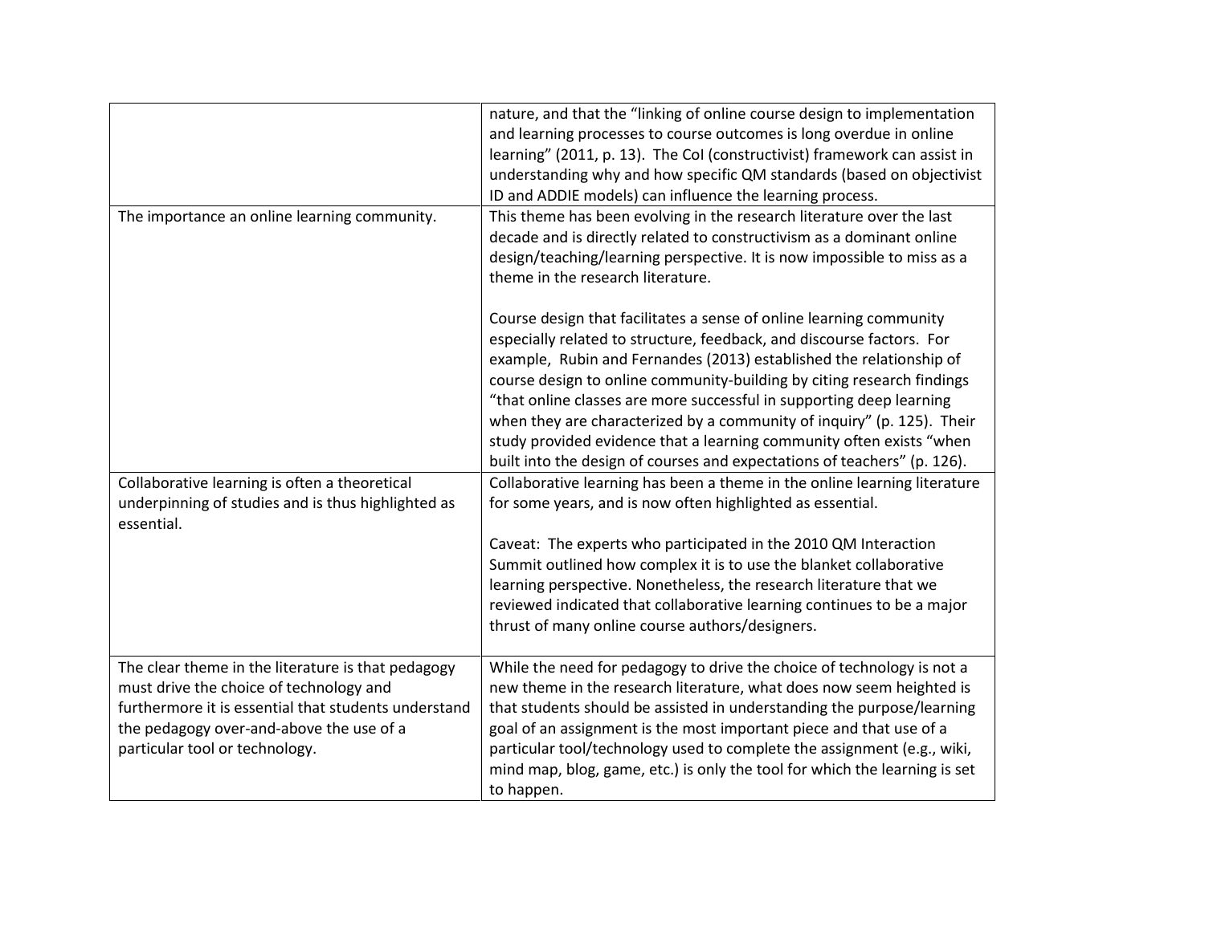| | |
|---|---|
| | nature, and that the "linking of online course design to implementation and learning processes to course outcomes is long overdue in online learning" (2011, p. 13). The CoI (constructivist) framework can assist in understanding why and how specific QM standards (based on objectivist ID and ADDIE models) can influence the learning process. |
| The importance an online learning community. | This theme has been evolving in the research literature over the last decade and is directly related to constructivism as a dominant online design/teaching/learning perspective. It is now impossible to miss as a theme in the research literature.<br><br>Course design that facilitates a sense of online learning community especially related to structure, feedback, and discourse factors. For example, Rubin and Fernandes (2013) established the relationship of course design to online community-building by citing research findings "that online classes are more successful in supporting deep learning when they are characterized by a community of inquiry" (p. 125). Their study provided evidence that a learning community often exists "when built into the design of courses and expectations of teachers" (p. 126). |
| Collaborative learning is often a theoretical underpinning of studies and is thus highlighted as essential. | Collaborative learning has been a theme in the online learning literature for some years, and is now often highlighted as essential.<br><br>Caveat: The experts who participated in the 2010 QM Interaction Summit outlined how complex it is to use the blanket collaborative learning perspective. Nonetheless, the research literature that we reviewed indicated that collaborative learning continues to be a major thrust of many online course authors/designers. |
| The clear theme in the literature is that pedagogy must drive the choice of technology and furthermore it is essential that students understand the pedagogy over-and-above the use of a particular tool or technology. | While the need for pedagogy to drive the choice of technology is not a new theme in the research literature, what does now seem heighted is that students should be assisted in understanding the purpose/learning goal of an assignment is the most important piece and that use of a particular tool/technology used to complete the assignment (e.g., wiki, mind map, blog, game, etc.) is only the tool for which the learning is set to happen. |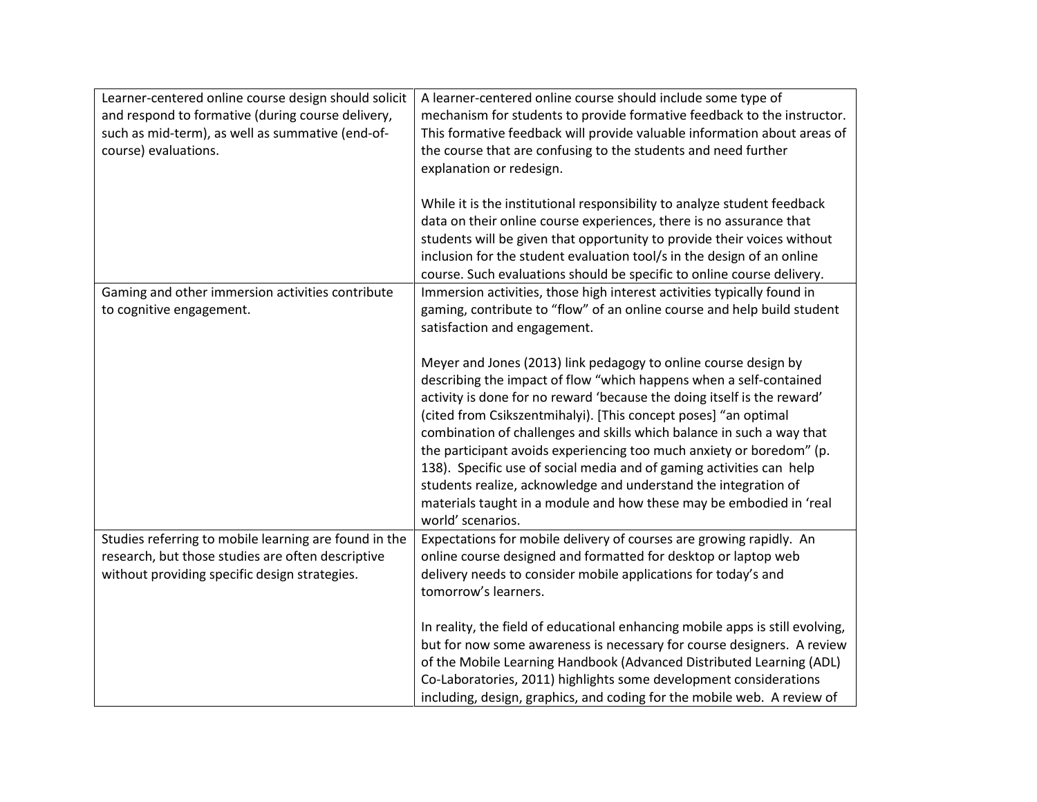| | |
|---|---|
| Learner-centered online course design should solicit and respond to formative (during course delivery, such as mid-term), as well as summative (end-of-course) evaluations. | A learner-centered online course should include some type of mechanism for students to provide formative feedback to the instructor. This formative feedback will provide valuable information about areas of the course that are confusing to the students and need further explanation or redesign.<br><br>While it is the institutional responsibility to analyze student feedback data on their online course experiences, there is no assurance that students will be given that opportunity to provide their voices without inclusion for the student evaluation tool/s in the design of an online course. Such evaluations should be specific to online course delivery. |
| Gaming and other immersion activities contribute to cognitive engagement. | Immersion activities, those high interest activities typically found in gaming, contribute to "flow" of an online course and help build student satisfaction and engagement.<br><br>Meyer and Jones (2013) link pedagogy to online course design by describing the impact of flow "which happens when a self-contained activity is done for no reward 'because the doing itself is the reward' (cited from Csikszentmihalyi). [This concept poses] "an optimal combination of challenges and skills which balance in such a way that the participant avoids experiencing too much anxiety or boredom" (p. 138). Specific use of social media and of gaming activities can help students realize, acknowledge and understand the integration of materials taught in a module and how these may be embodied in 'real world' scenarios. |
| Studies referring to mobile learning are found in the research, but those studies are often descriptive without providing specific design strategies. | Expectations for mobile delivery of courses are growing rapidly. An online course designed and formatted for desktop or laptop web delivery needs to consider mobile applications for today's and tomorrow's learners.<br><br>In reality, the field of educational enhancing mobile apps is still evolving, but for now some awareness is necessary for course designers. A review of the Mobile Learning Handbook (Advanced Distributed Learning (ADL) Co-Laboratories, 2011) highlights some development considerations including, design, graphics, and coding for the mobile web. A review of |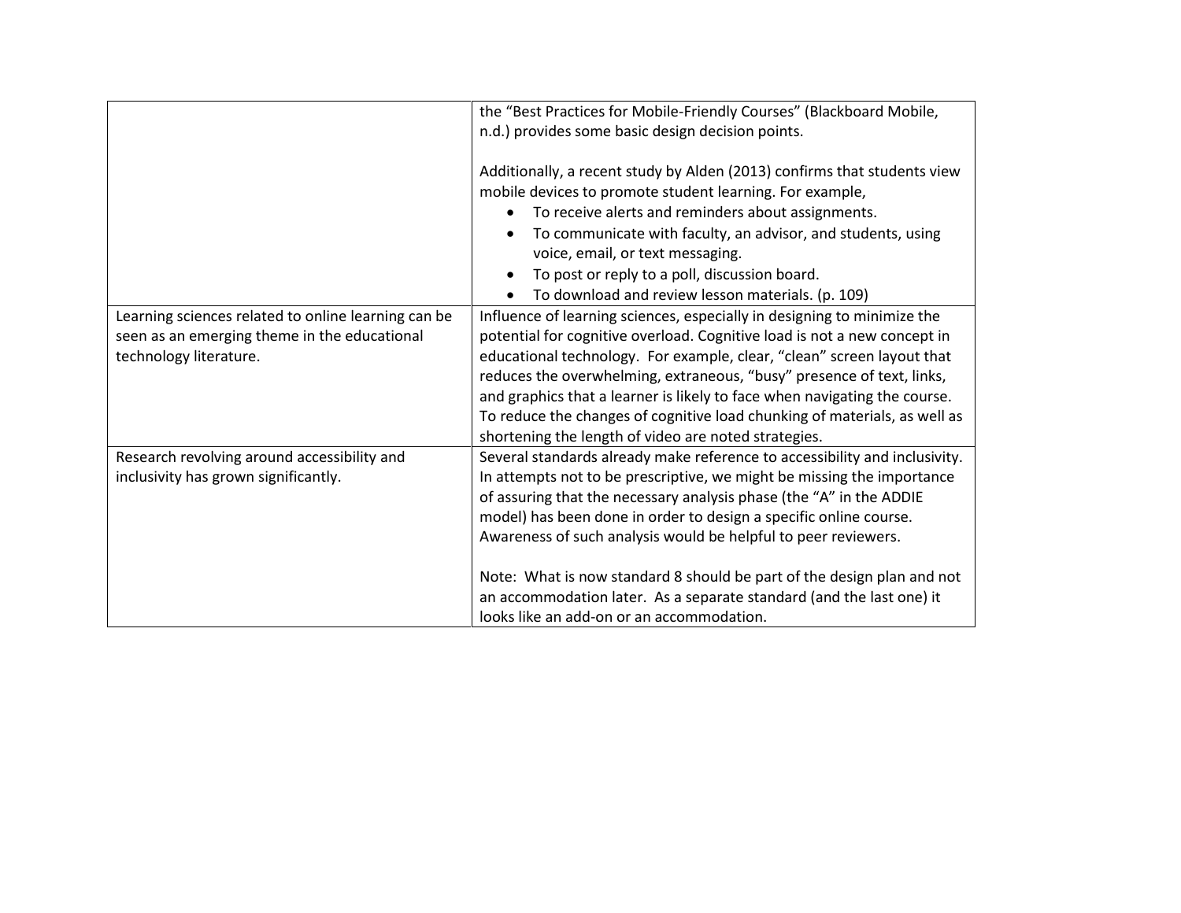| | |
|---|---|
| | the "Best Practices for Mobile-Friendly Courses" (Blackboard Mobile, n.d.) provides some basic design decision points.<br><br>Additionally, a recent study by Alden (2013) confirms that students view mobile devices to promote student learning. For example,<br>• To receive alerts and reminders about assignments.<br>• To communicate with faculty, an advisor, and students, using voice, email, or text messaging.<br>• To post or reply to a poll, discussion board.<br>• To download and review lesson materials. (p. 109) |
| Learning sciences related to online learning can be seen as an emerging theme in the educational technology literature. | Influence of learning sciences, especially in designing to minimize the potential for cognitive overload. Cognitive load is not a new concept in educational technology. For example, clear, "clean" screen layout that reduces the overwhelming, extraneous, "busy" presence of text, links, and graphics that a learner is likely to face when navigating the course. To reduce the changes of cognitive load chunking of materials, as well as shortening the length of video are noted strategies. |
| Research revolving around accessibility and inclusivity has grown significantly. | Several standards already make reference to accessibility and inclusivity. In attempts not to be prescriptive, we might be missing the importance of assuring that the necessary analysis phase (the "A" in the ADDIE model) has been done in order to design a specific online course. Awareness of such analysis would be helpful to peer reviewers.<br><br>Note: What is now standard 8 should be part of the design plan and not an accommodation later. As a separate standard (and the last one) it looks like an add-on or an accommodation. |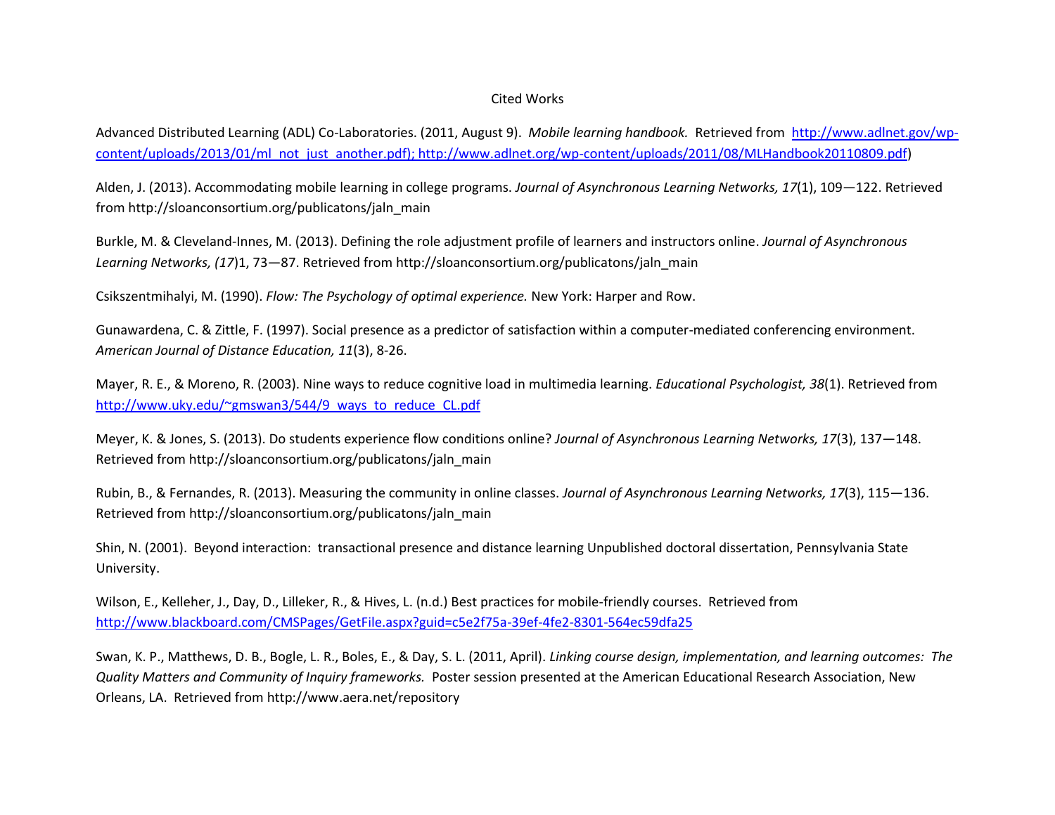Cited Works

Advanced Distributed Learning (ADL) Co-Laboratories. (2011, August 9). *Mobile learning handbook.* Retrieved from http://www.adlnet.gov/wp-content/uploads/2013/01/ml_not_just_another.pdf); http://www.adlnet.org/wp-content/uploads/2011/08/MLHandbook20110809.pdf)

Alden, J. (2013). Accommodating mobile learning in college programs. *Journal of Asynchronous Learning Networks, 17*(1), 109—122. Retrieved from http://sloanconsortium.org/publicatons/jaln_main

Burkle, M. & Cleveland-Innes, M. (2013). Defining the role adjustment profile of learners and instructors online. *Journal of Asynchronous Learning Networks, (17*)1, 73—87. Retrieved from http://sloanconsortium.org/publicatons/jaln_main

Csikszentmihalyi, M. (1990). *Flow: The Psychology of optimal experience.* New York: Harper and Row.

Gunawardena, C. & Zittle, F. (1997). Social presence as a predictor of satisfaction within a computer-mediated conferencing environment. *American Journal of Distance Education, 11*(3), 8-26.

Mayer, R. E., & Moreno, R. (2003). Nine ways to reduce cognitive load in multimedia learning. *Educational Psychologist, 38*(1). Retrieved from http://www.uky.edu/~gmswan3/544/9_ways_to_reduce_CL.pdf

Meyer, K. & Jones, S. (2013). Do students experience flow conditions online? *Journal of Asynchronous Learning Networks, 17*(3), 137—148. Retrieved from http://sloanconsortium.org/publicatons/jaln_main

Rubin, B., & Fernandes, R. (2013). Measuring the community in online classes. *Journal of Asynchronous Learning Networks, 17*(3), 115—136. Retrieved from http://sloanconsortium.org/publicatons/jaln_main

Shin, N. (2001). Beyond interaction: transactional presence and distance learning Unpublished doctoral dissertation, Pennsylvania State University.

Wilson, E., Kelleher, J., Day, D., Lilleker, R., & Hives, L. (n.d.) Best practices for mobile-friendly courses. Retrieved from http://www.blackboard.com/CMSPages/GetFile.aspx?guid=c5e2f75a-39ef-4fe2-8301-564ec59dfa25

Swan, K. P., Matthews, D. B., Bogle, L. R., Boles, E., & Day, S. L. (2011, April). *Linking course design, implementation, and learning outcomes: The Quality Matters and Community of Inquiry frameworks.* Poster session presented at the American Educational Research Association, New Orleans, LA. Retrieved from http://www.aera.net/repository